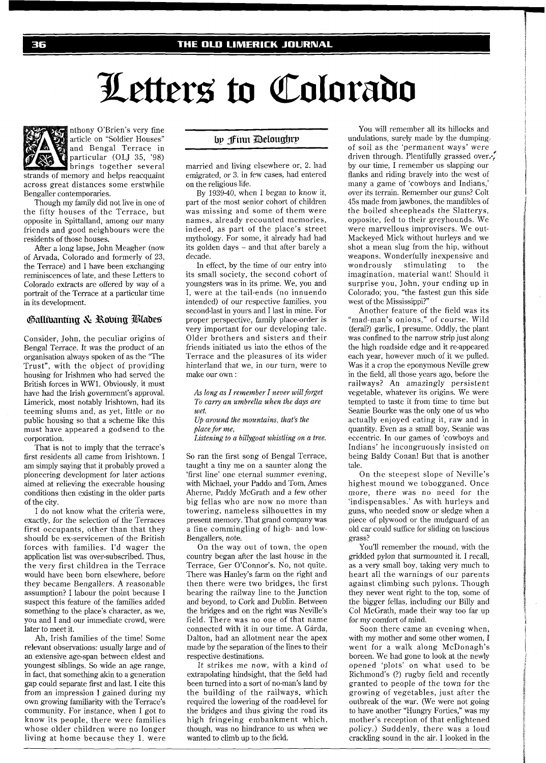# Letters to Colorado

by Finn Delougbry

Anthony O'Brien's very fine article on "Soldier Houses" and Bengal Terrace in particular (OLJ 35, '98) brings together several strands of memory and helps reacquaint across great distances some erstwhile Bengaller contemporaries.

Though my family did not live in one of the fifty houses of the Terrace, but opposite in Spittalland, among our many friends and good neighbours were the residents of those houses.

After a long lapse, John Meagher (now of Arvada, Colorado and formerly of 23, the Terrace) and I have been exchanging reminiscences of late, and these Letters to Colorado extracts are offered by way of a portrait of the Terrace at a particular time in its development.

## Gallivanting & Roving Blades

Consider, John, the peculiar origins of Bengal Terrace. It was the product of an organisation always spoken of as the "The Trust", with the object of providing housing for Irishmen who had served the British forces in WW1. Obviously, it must have had the Irish government's approval. Limerick, most notably Irishtown, had its teeming slums and, as yet, little or no public housing so that a scheme like this must have appeared a godsend to the corporation.

That is not to imply that the terrace's first residents all came from Irishtown. I am simply saying that it probably proved a pioneering development for later actions aimed at relieving the execrable housing conditions then existing in the older parts of the city.

I do not know what the criteria were, exactly, for the selection of the Terraces first occupants, other than that they should be ex-servicemen of the British forces with families. I'd wager the application list was over-subscribed. Thus, the very first children in the Terrace would have been born elsewhere, before they became Bengallers. A reasonable assumption? I labour the point because I suspect this feature of the families added something to the place's character, as we, you and I and our immediate crowd, were later to meet it.

Ah, Irish families of the time! Some relevant observations: usually large and of an extensive age-span between eldest and youngest siblings. So wide an age range, in fact, that something akin to a generation gap could separate first and last. I cite this from an impression I gained during my own growing familiarity with the Terrace's community. For instance, when I got to know its people, there were families whose older children were no longer living at home because they 1. were married and living elsewhere or, 2. had emigrated, or 3. in few cases, had entered on the religious life.

By 1939-40, when I began to know it, part of the most senior cohort of children was missing and some of them were names, already recounted memories, indeed, as part of the place's street mythology. For some, it already had had its golden days – and that after barely a decade.

In effect, by the time of our entry into its small society, the second cohort of youngsters was in its prime. We, you and I, were at the tail-ends (no innuendo intended) of our respective families, you second-last in yours and I last in mine. For proper perspective, family place-order is very important for our developing tale. Older brothers and sisters and their friends initiated us into the ethos of the Terrace and the pleasures of its wider hinterland that we, in our turn, were to make our own :

*As long as I remember I never will forget*
*To carry an umbrella when the days are wet.*
*Up around the mountains, that's the place for me,*
*Listening to a billygoat whistling on a tree.*

So ran the first song of Bengal Terrace, taught a tiny me on a saunter along the 'first line' one eternal summer evening, with Michael, your Paddo and Tom, Ames Aherne, Paddy McGrath and a few other big fellas who are now no more than towering, nameless silhouettes in my present memory. That grand company was a fine commingling of high- and low-Bengallers, note.

On the way out of town, the open country began after the last house in the Terrace, Ger O'Connor's. No, not quite. There was Hanley's farm on the right and then there were two bridges, the first bearing the railway line to the Junction and beyond, to Cork and Dublin. Between the bridges and on the right was Neville's field. There was no one of that name connected with it in our time. A Gárda, Dalton, had an allotment near the apex made by the separation of the lines to their respective destinations.

It strikes me now, with a kind of extrapolating hindsight, that the field had been turned into a sort of no-man's land by the building of the railways, which required the lowering of the road-level for the bridges and thus giving the road its high fringeing embankment which, though, was no hindrance to us when we wanted to climb up to the field.

You will remember all its hillocks and undulations, surely made by the dumping of soil as the 'permanent ways' were driven through. Plentifully grassed over by our time, I remember us slapping our flanks and riding bravely into the west of many a game of 'cowboys and Indians,' over its terrain. Remember our guns? Colt 45s made from jawbones, the mandibles of the boiled sheepheads the Slatterys, opposite, fed to their greyhounds. We were marvellous improvisers. We out-Mackeyed Mick without hurleys and we shot a mean slug from the hip, without weapons. Wonderfully inexpensive and wondrously stimulating to the imagination, material want! Should it surprise you, John, your ending up in Colorado; you, "the fastest gun this side west of the Mississippi?"

Another feature of the field was its "mad-man's onions," of course. Wild (feral?) garlic, I presume. Oddly, the plant was confined to the narrow strip just along the high roadside edge and it re-appeared each year, however much of it we pulled. Was it a crop the eponymous Neville grew in the field, all those years ago, before the railways? An amazingly persistent vegetable, whatever its origins. We were tempted to taste it from time to time but Seanie Bourke was the only one of us who actually enjoyed eating it, raw and in quantity. Even as a small boy, Seanie was eccentric. In our games of 'cowboys and Indians' he incongruously insisted on being Baldy Conan! But that is another tale.

On the steepest slope of Neville's highest mound we tobogganed. Once more, there was no need for the 'indispensables.' As with hurleys and guns, who needed snow or sledge when a piece of plywood or the mudguard of an old car could suffice for sliding on luscious grass?

You'll remember the mound, with the gridded pylon that surmounted it. I recall, as a very small boy, taking very much to heart all the warnings of our parents against climbing such pylons. Though they never went right to the top, some of the bigger fellas, including our Billy and Col McGrath, made their way too far up for my comfort of mind.

Soon there came an evening when, with my mother and some other women, I went for a walk along McDonagh's boreen. We had gone to look at the newly opened 'plots' on what used to be Richmond's (?) rugby field and recently granted to people of the town for the growing of vegetables, just after the outbreak of the war. (We were not going to have another "Hungry Forties," was my mother's reception of that enlightened policy.) Suddenly, there was a loud crackling sound in the air. I looked in the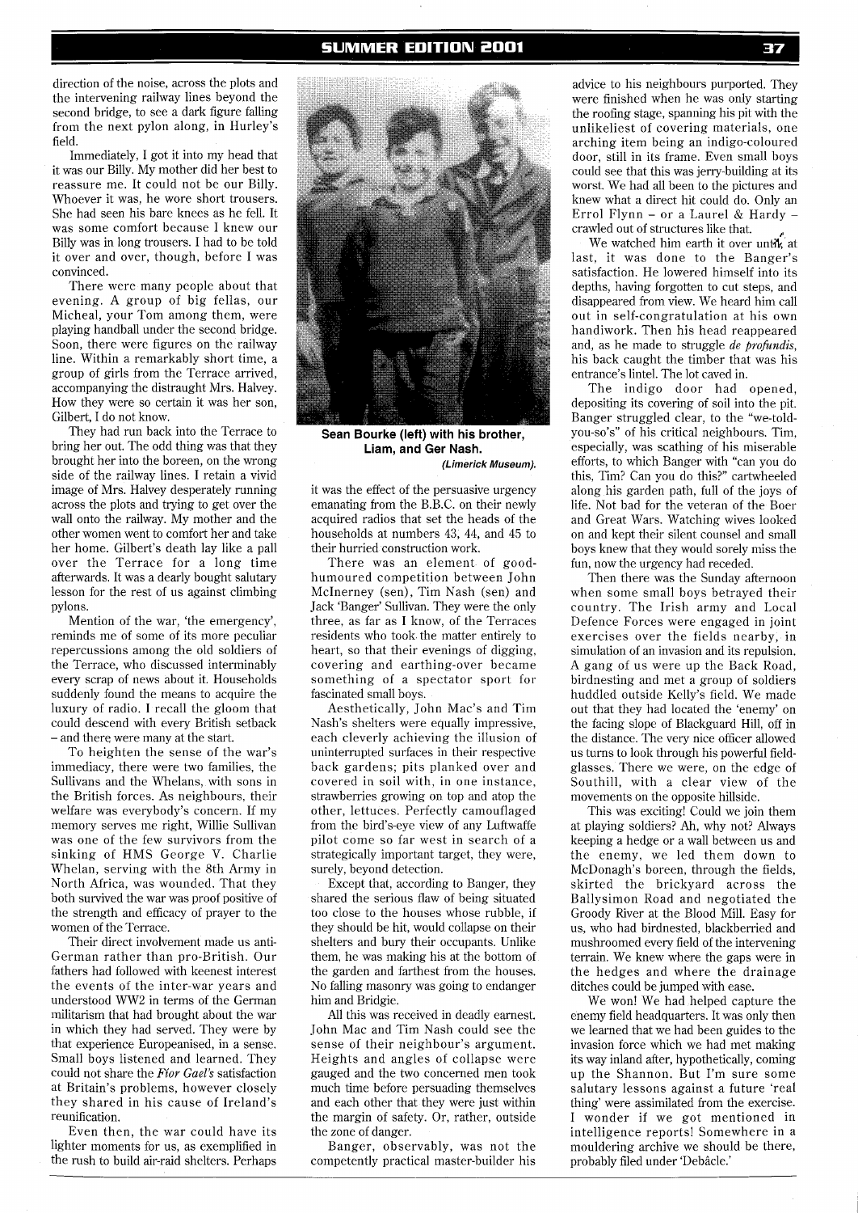direction of the noise, across the plots and the intervening railway lines beyond the second bridge, to see a dark figure falling from the next pylon along, in Hurley's field.

Immediately, I got it into my head that it was our Billy. My mother did her best to reassure me. It could not be our Billy. Whoever it was, he wore short trousers. She had seen his bare knees as he fell. It was some comfort because I knew our Billy was in long trousers. I had to be told it over and over, though, before I was convinced.

There were many people about that evening. A group of big fellas, our Micheal, your Tom among them, were playing handball under the second bridge. Soon, there were figures on the railway line. Within a remarkably short time, a group of girls from the Terrace arrived, accompanying the distraught Mrs. Halvey. How they were so certain it was her son, Gilbert, I do not know.

They had run back into the Terrace to bring her out. The odd thing was that they brought her into the boreen, on the wrong side of the railway lines. I retain a vivid image of Mrs. Halvey desperately running across the plots and trying to get over the wall onto the railway. My mother and the other women went to comfort her and take her home. Gilbert's death lay like a pall over the Terrace for a long time afterwards. It was a dearly bought salutary lesson for the rest of us against climbing pylons.

Mention of the war, 'the emergency', reminds me of some of its more peculiar repercussions among the old soldiers of the Terrace, who discussed interminably every scrap of news about it. Households suddenly found the means to acquire the luxury of radio. I recall the gloom that could descend with every British setback – and there were many at the start.

To heighten the sense of the war's immediacy, there were two families, the Sullivans and the Whelans, with sons in the British forces. As neighbours, their welfare was everybody's concern. If my memory serves me right, Willie Sullivan was one of the few survivors from the sinking of HMS George V. Charlie Whelan, serving with the 8th Army in North Africa, was wounded. That they both survived the war was proof positive of the strength and efficacy of prayer to the women of the Terrace.

Their direct involvement made us anti-German rather than pro-British. Our fathers had followed with keenest interest the events of the inter-war years and understood WW2 in terms of the German militarism that had brought about the war in which they had served. They were by that experience Europeanised, in a sense. Small boys listened and learned. They could not share the *Fíor Gael's* satisfaction at Britain's problems, however closely they shared in his cause of Ireland's reunification.

Even then, the war could have its lighter moments for us, as exemplified in the rush to build air-raid shelters. Perhaps it was the effect of the persuasive urgency emanating from the B.B.C. on their newly acquired radios that set the heads of the households at numbers 43, 44, and 45 to their hurried construction work.

**Sean Bourke (left) with his brother, Liam, and Ger Nash.**
*(Limerick Museum).*

There was an element of good-humoured competition between John McInerney (sen), Tim Nash (sen) and Jack 'Banger' Sullivan. They were the only three, as far as I know, of the Terraces residents who took the matter entirely to heart, so that their evenings of digging, covering and earthing-over became something of a spectator sport for fascinated small boys.

Aesthetically, John Mac's and Tim Nash's shelters were equally impressive, each cleverly achieving the illusion of uninterrupted surfaces in their respective back gardens; pits planked over and covered in soil with, in one instance, strawberries growing on top and atop the other, lettuces. Perfectly camouflaged from the bird's-eye view of any Luftwaffe pilot come so far west in search of a strategically important target, they were, surely, beyond detection.

Except that, according to Banger, they shared the serious flaw of being situated too close to the houses whose rubble, if they should be hit, would collapse on their shelters and bury their occupants. Unlike them, he was making his at the bottom of the garden and farthest from the houses. No falling masonry was going to endanger him and Bridgie.

All this was received in deadly earnest. John Mac and Tim Nash could see the sense of their neighbour's argument. Heights and angles of collapse were gauged and the two concerned men took much time before persuading themselves and each other that they were just within the margin of safety. Or, rather, outside the zone of danger.

Banger, observably, was not the competently practical master-builder his advice to his neighbours purported. They were finished when he was only starting the roofing stage, spanning his pit with the unlikeliest of covering materials, one arching item being an indigo-coloured door, still in its frame. Even small boys could see that this was jerry-building at its worst. We had all been to the pictures and knew what a direct hit could do. Only an Errol Flynn – or a Laurel & Hardy – crawled out of structures like that.

We watched him earth it over until, at last, it was done to the Banger's satisfaction. He lowered himself into its depths, having forgotten to cut steps, and disappeared from view. We heard him call out in self-congratulation at his own handiwork. Then his head reappeared and, as he made to struggle *de profundis*, his back caught the timber that was his entrance's lintel. The lot caved in.

The indigo door had opened, depositing its covering of soil into the pit. Banger struggled clear, to the "we-told-you-so's" of his critical neighbours. Tim, especially, was scathing of his miserable efforts, to which Banger with "can you do this, Tim? Can you do this?" cartwheeled along his garden path, full of the joys of life. Not bad for the veteran of the Boer and Great Wars. Watching wives looked on and kept their silent counsel and small boys knew that they would sorely miss the fun, now the urgency had receded.

Then there was the Sunday afternoon when some small boys betrayed their country. The Irish army and Local Defence Forces were engaged in joint exercises over the fields nearby, in simulation of an invasion and its repulsion. A gang of us were up the Back Road, birdnesting and met a group of soldiers huddled outside Kelly's field. We made out that they had located the 'enemy' on the facing slope of Blackguard Hill, off in the distance. The very nice officer allowed us turns to look through his powerful field-glasses. There we were, on the edge of Southill, with a clear view of the movements on the opposite hillside.

This was exciting! Could we join them at playing soldiers? Ah, why not? Always keeping a hedge or a wall between us and the enemy, we led them down to McDonagh's boreen, through the fields, skirted the brickyard across the Ballysimon Road and negotiated the Groody River at the Blood Mill. Easy for us, who had birdnested, blackberried and mushroomed every field of the intervening terrain. We knew where the gaps were in the hedges and where the drainage ditches could be jumped with ease.

We won! We had helped capture the enemy field headquarters. It was only then we learned that we had been guides to the invasion force which we had met making its way inland after, hypothetically, coming up the Shannon. But I'm sure some salutary lessons against a future 'real thing' were assimilated from the exercise. I wonder if we got mentioned in intelligence reports! Somewhere in a mouldering archive we should be there, probably filed under 'Debâcle.'